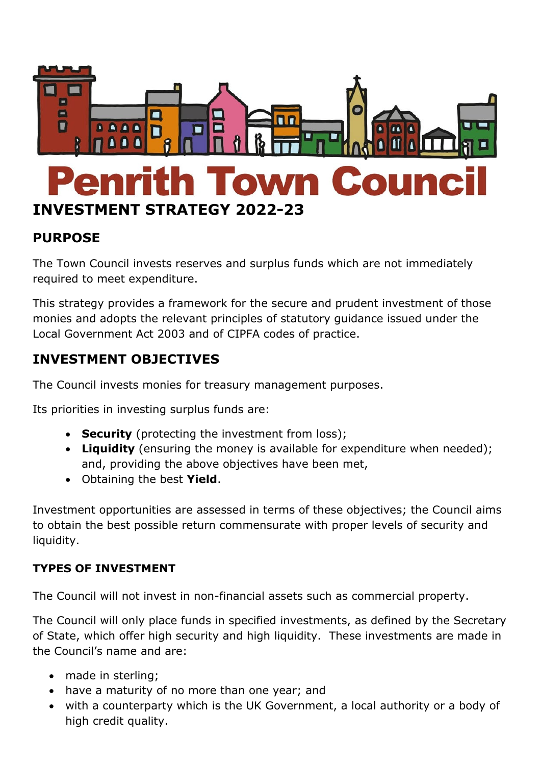# Penrith Town Council

## INVESTMENT STRATEGY 2022-23

## PURPOSE

The Town Council invests reserves and surplus funds which are not immediately required to meet expenditure.

This strategy provides a framework for the secure and prudent investment of those monies and adopts the relevant principles of statutory guidance issued under the Local Government Act 2003 and of CIPFA codes of practice.

## INVESTMENT OBJECTIVES

The Council invests monies for treasury management purposes.

Its priorities in investing surplus funds are:

- **Security** (protecting the investment from loss);
- **Liquidity** (ensuring the money is available for expenditure when needed); and, providing the above objectives have been met,
- Obtaining the best **Yield**.

Investment opportunities are assessed in terms of these objectives; the Council aims to obtain the best possible return commensurate with proper levels of security and liquidity.

### TYPES OF INVESTMENT

The Council will not invest in non-financial assets such as commercial property.

The Council will only place funds in specified investments, as defined by the Secretary of State, which offer high security and high liquidity. These investments are made in the Council's name and are:

- made in sterling;
- have a maturity of no more than one year; and
- with a counterparty which is the UK Government, a local authority or a body of high credit quality.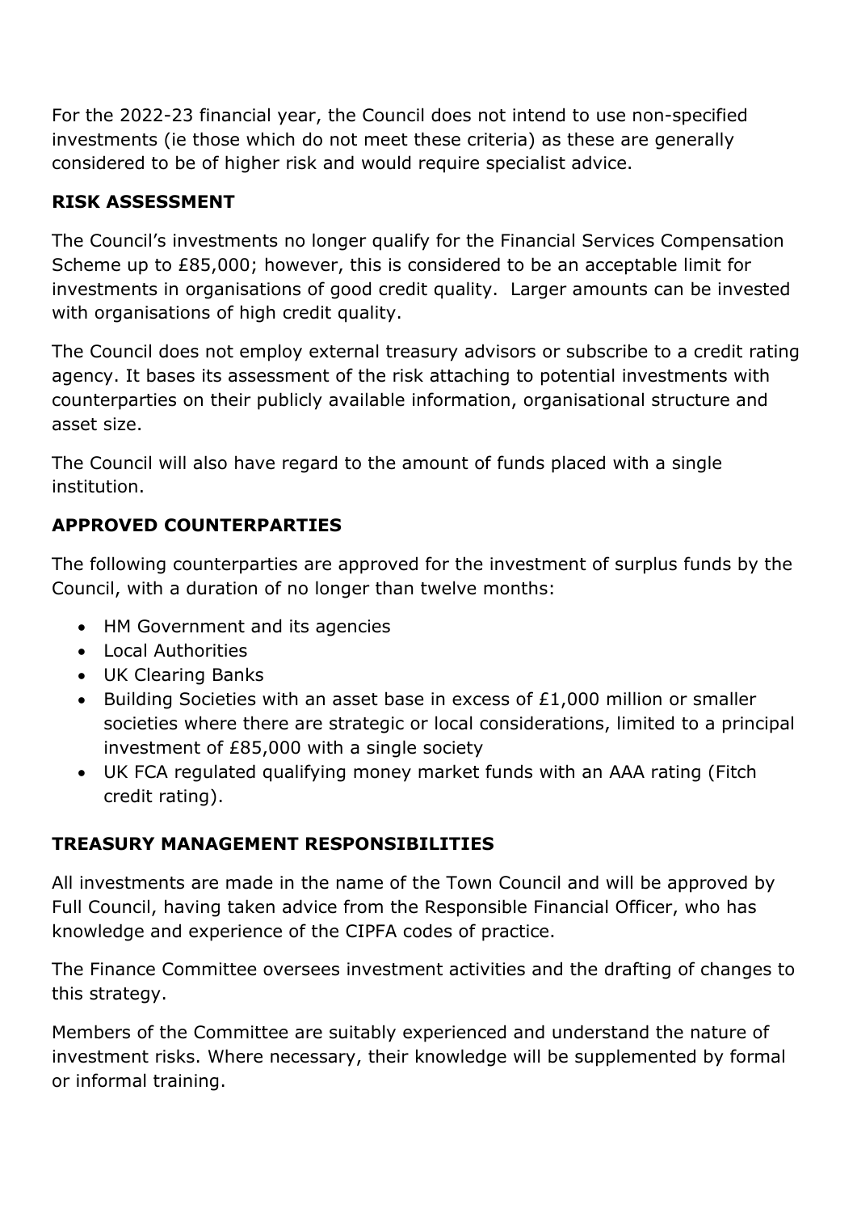For the 2022-23 financial year, the Council does not intend to use non-specified investments (ie those which do not meet these criteria) as these are generally considered to be of higher risk and would require specialist advice.

**RISK ASSESSMENT**

The Council's investments no longer qualify for the Financial Services Compensation Scheme up to £85,000; however, this is considered to be an acceptable limit for investments in organisations of good credit quality. Larger amounts can be invested with organisations of high credit quality.

The Council does not employ external treasury advisors or subscribe to a credit rating agency. It bases its assessment of the risk attaching to potential investments with counterparties on their publicly available information, organisational structure and asset size.

The Council will also have regard to the amount of funds placed with a single institution.

**APPROVED COUNTERPARTIES**

The following counterparties are approved for the investment of surplus funds by the Council, with a duration of no longer than twelve months:

- HM Government and its agencies
- Local Authorities
- UK Clearing Banks
- Building Societies with an asset base in excess of £1,000 million or smaller societies where there are strategic or local considerations, limited to a principal investment of £85,000 with a single society
- UK FCA regulated qualifying money market funds with an AAA rating (Fitch credit rating).

**TREASURY MANAGEMENT RESPONSIBILITIES**

All investments are made in the name of the Town Council and will be approved by Full Council, having taken advice from the Responsible Financial Officer, who has knowledge and experience of the CIPFA codes of practice.

The Finance Committee oversees investment activities and the drafting of changes to this strategy.

Members of the Committee are suitably experienced and understand the nature of investment risks. Where necessary, their knowledge will be supplemented by formal or informal training.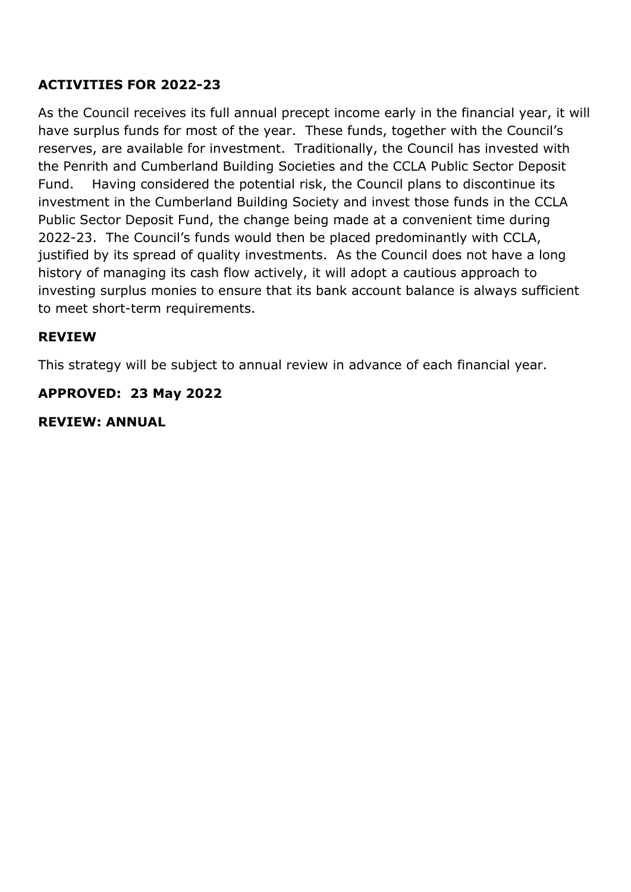**ACTIVITIES FOR 2022-23**

As the Council receives its full annual precept income early in the financial year, it will have surplus funds for most of the year. These funds, together with the Council's reserves, are available for investment. Traditionally, the Council has invested with the Penrith and Cumberland Building Societies and the CCLA Public Sector Deposit Fund. Having considered the potential risk, the Council plans to discontinue its investment in the Cumberland Building Society and invest those funds in the CCLA Public Sector Deposit Fund, the change being made at a convenient time during 2022-23. The Council's funds would then be placed predominantly with CCLA, justified by its spread of quality investments. As the Council does not have a long history of managing its cash flow actively, it will adopt a cautious approach to investing surplus monies to ensure that its bank account balance is always sufficient to meet short-term requirements.

**REVIEW**

This strategy will be subject to annual review in advance of each financial year.

**APPROVED: 23 May 2022**

**REVIEW: ANNUAL**